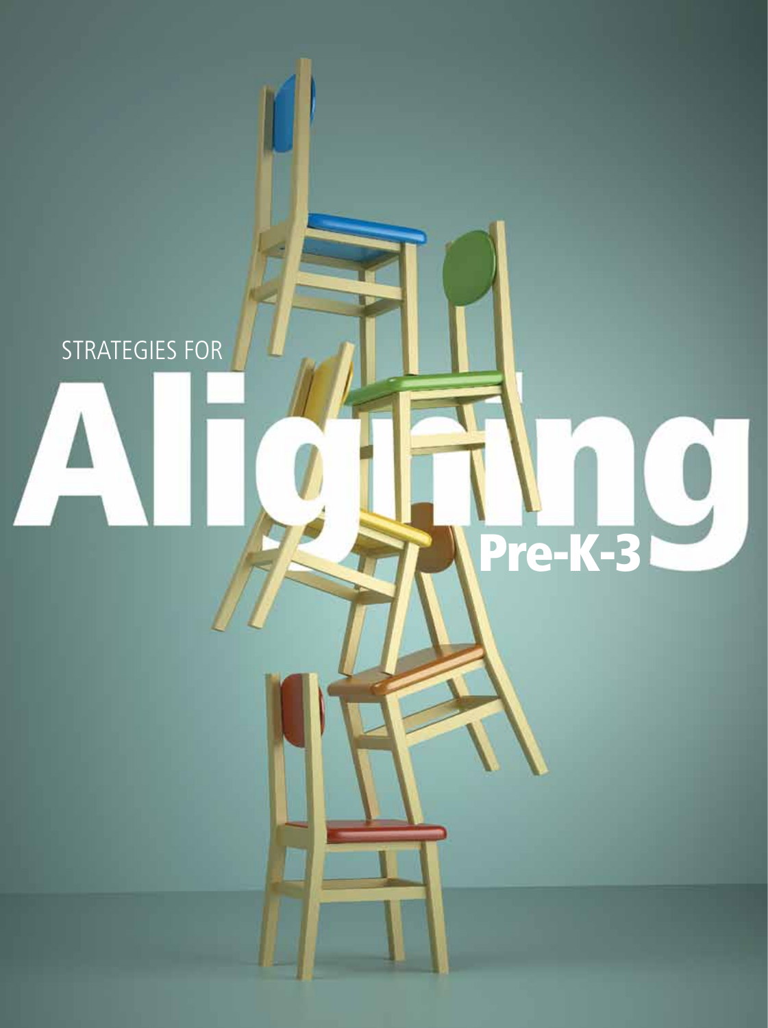STRATEGIES FOR

# Aligning Pre-K-3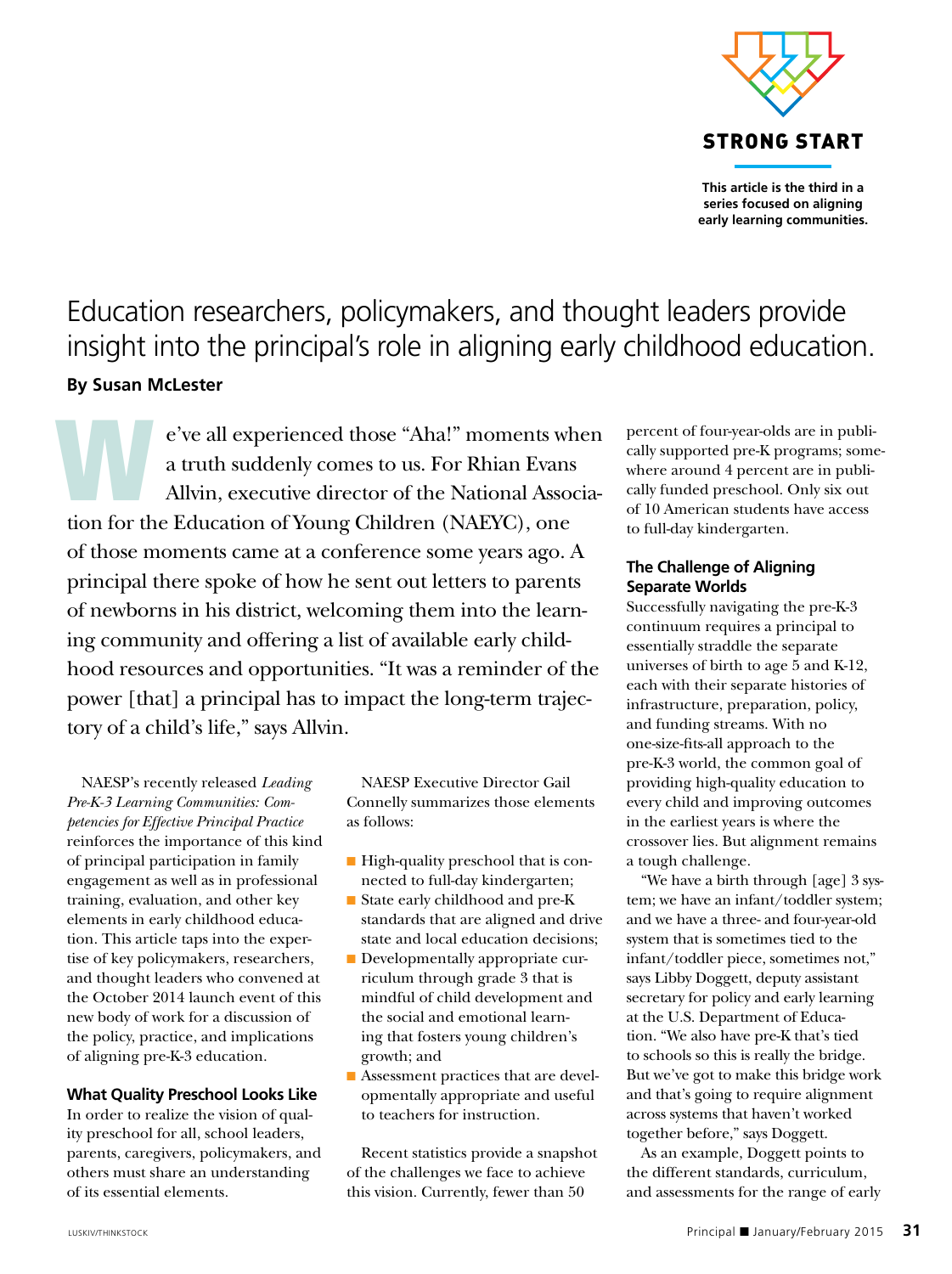STRONG START

**This article is the third in a series focused on aligning early learning communities.**

## Education researchers, policymakers, and thought leaders provide insight into the principal's role in aligning early childhood education.

**By Susan McLester**

We've all experienced those "Aha!" moments when a truth suddenly comes to us. For Rhian Evans Allvin, executive director of the National Association for the Education of Young Children (NAEYC), one of those moments came at a conference some years ago. A principal there spoke of how he sent out letters to parents of newborns in his district, welcoming them into the learning community and offering a list of available early childhood resources and opportunities. "It was a reminder of the power [that] a principal has to impact the long-term trajectory of a child's life," says Allvin.

NAESP's recently released *Leading Pre-K-3 Learning Communities: Competencies for Effective Principal Practice* reinforces the importance of this kind of principal participation in family engagement as well as in professional training, evaluation, and other key elements in early childhood education. This article taps into the expertise of key policymakers, researchers, and thought leaders who convened at the October 2014 launch event of this new body of work for a discussion of the policy, practice, and implications of aligning pre-K-3 education.

### What Quality Preschool Looks Like

In order to realize the vision of quality preschool for all, school leaders, parents, caregivers, policymakers, and others must share an understanding of its essential elements.

NAESP Executive Director Gail Connelly summarizes those elements as follows:

- High-quality preschool that is connected to full-day kindergarten;
- State early childhood and pre-K standards that are aligned and drive state and local education decisions;
- Developmentally appropriate curriculum through grade 3 that is mindful of child development and the social and emotional learning that fosters young children's growth; and
- Assessment practices that are developmentally appropriate and useful to teachers for instruction.

Recent statistics provide a snapshot of the challenges we face to achieve this vision. Currently, fewer than 50 percent of four-year-olds are in publically supported pre-K programs; somewhere around 4 percent are in publically funded preschool. Only six out of 10 American students have access to full-day kindergarten.

### The Challenge of Aligning Separate Worlds

Successfully navigating the pre-K-3 continuum requires a principal to essentially straddle the separate universes of birth to age 5 and K-12, each with their separate histories of infrastructure, preparation, policy, and funding streams. With no one-size-fits-all approach to the pre-K-3 world, the common goal of providing high-quality education to every child and improving outcomes in the earliest years is where the crossover lies. But alignment remains a tough challenge.

"We have a birth through [age] 3 system; we have an infant/toddler system; and we have a three- and four-year-old system that is sometimes tied to the infant/toddler piece, sometimes not," says Libby Doggett, deputy assistant secretary for policy and early learning at the U.S. Department of Education. "We also have pre-K that's tied to schools so this is really the bridge. But we've got to make this bridge work and that's going to require alignment across systems that haven't worked together before," says Doggett.

As an example, Doggett points to the different standards, curriculum, and assessments for the range of early

LUSKIV/THINKSTOCK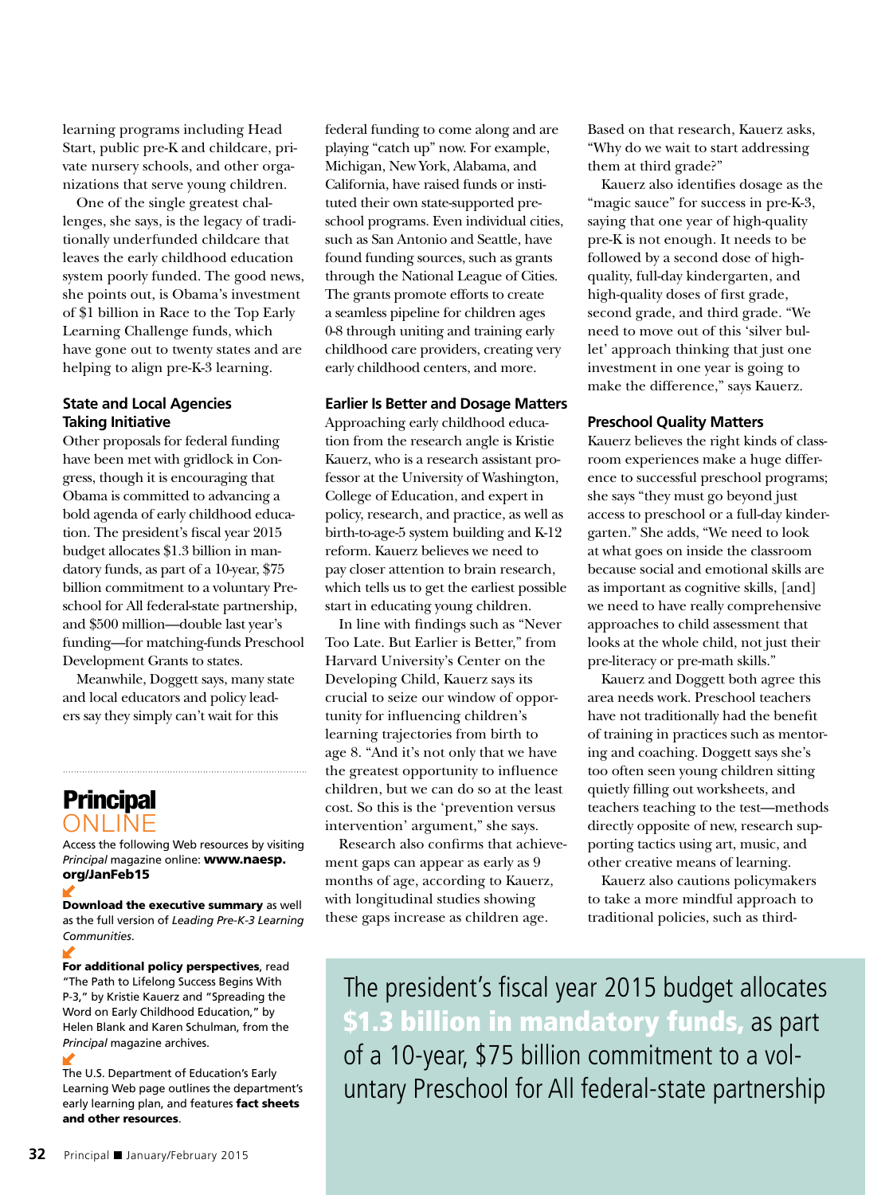learning programs including Head Start, public pre-K and childcare, private nursery schools, and other organizations that serve young children.

One of the single greatest challenges, she says, is the legacy of traditionally underfunded childcare that leaves the early childhood education system poorly funded. The good news, she points out, is Obama's investment of $1 billion in Race to the Top Early Learning Challenge funds, which have gone out to twenty states and are helping to align pre-K-3 learning.

### State and Local Agencies Taking Initiative

Other proposals for federal funding have been met with gridlock in Congress, though it is encouraging that Obama is committed to advancing a bold agenda of early childhood education. The president's fiscal year 2015 budget allocates $1.3 billion in mandatory funds, as part of a 10-year, $75 billion commitment to a voluntary Preschool for All federal-state partnership, and $500 million—double last year's funding—for matching-funds Preschool Development Grants to states.

Meanwhile, Doggett says, many state and local educators and policy leaders say they simply can't wait for this federal funding to come along and are playing "catch up" now. For example, Michigan, New York, Alabama, and California, have raised funds or instituted their own state-supported preschool programs. Even individual cities, such as San Antonio and Seattle, have found funding sources, such as grants through the National League of Cities. The grants promote efforts to create a seamless pipeline for children ages 0-8 through uniting and training early childhood care providers, creating very early childhood centers, and more.

### Earlier Is Better and Dosage Matters

Approaching early childhood education from the research angle is Kristie Kauerz, who is a research assistant professor at the University of Washington, College of Education, and expert in policy, research, and practice, as well as birth-to-age-5 system building and K-12 reform. Kauerz believes we need to pay closer attention to brain research, which tells us to get the earliest possible start in educating young children.

In line with findings such as "Never Too Late. But Earlier is Better," from Harvard University's Center on the Developing Child, Kauerz says its crucial to use our window of opportunity for influencing children's learning trajectories from birth to age 8. "And it's not only that we have the greatest opportunity to influence children, but we can do so at the least cost. So this is the 'prevention versus intervention' argument," she says.

Research also confirms that achievement gaps can appear as early as 9 months of age, according to Kauerz, with longitudinal studies showing these gaps increase as children age. Based on that research, Kauerz asks, "Why do we wait to start addressing them at third grade?"

Kauerz also identifies dosage as the "magic sauce" for success in pre-K-3, saying that one year of high-quality pre-K is not enough. It needs to be followed by a second dose of high-quality, full-day kindergarten, and high-quality doses of first grade, second grade, and third grade. "We need to move out of this 'silver bullet' approach thinking that just one investment in one year is going to make the difference," says Kauerz.

### Preschool Quality Matters

Kauerz believes the right kinds of classroom experiences make a huge difference to successful preschool programs; she says "they must go beyond just access to preschool or a full-day kindergarten." She adds, "We need to look at what goes on inside the classroom because social and emotional skills are as important as cognitive skills, [and] we need to have really comprehensive approaches to child assessment that looks at the whole child, not just their pre-literacy or pre-math skills."

Kauerz and Doggett both agree this area needs work. Preschool teachers have not traditionally had the benefit of training in practices such as mentoring and coaching. Doggett says she's too often seen young children sitting quietly filling out worksheets, and teachers teaching to the test—methods directly opposite of new, research supporting tactics using art, music, and other creative means of learning.

Kauerz also cautions policymakers to take a more mindful approach to traditional policies, such as third-

> The president's fiscal year 2015 budget allocates **$1.3 billion in mandatory funds,** as part of a 10-year, $75 billion commitment to a voluntary Preschool for All federal-state partnership

---

## Principal ONLINE

Access the following Web resources by visiting *Principal* magazine online: **www.naesp.org/JanFeb15**

**Download the executive summary** as well as the full version of *Leading Pre-K-3 Learning Communities*.

**For additional policy perspectives**, read "The Path to Lifelong Success Begins With P-3," by Kristie Kauerz and "Spreading the Word on Early Childhood Education," by Helen Blank and Karen Schulman, from the *Principal* magazine archives.

The U.S. Department of Education's Early Learning Web page outlines the department's early learning plan, and features **fact sheets and other resources**.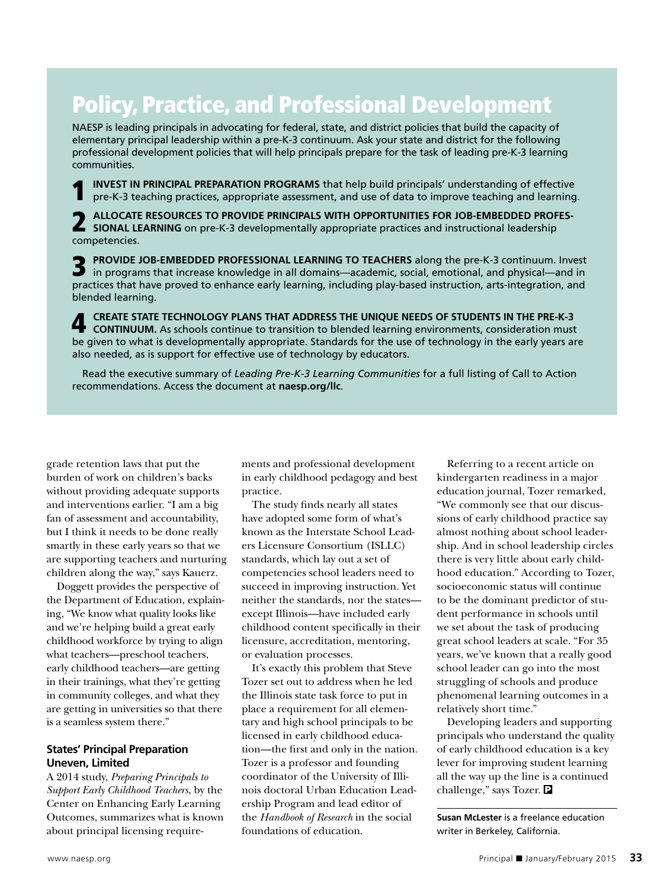## Policy, Practice, and Professional Development

NAESP is leading principals in advocating for federal, state, and district policies that build the capacity of elementary principal leadership within a pre-K-3 continuum. Ask your state and district for the following professional development policies that will help principals prepare for the task of leading pre-K-3 learning communities.

**1** **INVEST IN PRINCIPAL PREPARATION PROGRAMS** that help build principals' understanding of effective pre-K-3 teaching practices, appropriate assessment, and use of data to improve teaching and learning.

**2** **ALLOCATE RESOURCES TO PROVIDE PRINCIPALS WITH OPPORTUNITIES FOR JOB-EMBEDDED PROFESSIONAL LEARNING** on pre-K-3 developmentally appropriate practices and instructional leadership competencies.

**3** **PROVIDE JOB-EMBEDDED PROFESSIONAL LEARNING TO TEACHERS** along the pre-K-3 continuum. Invest in programs that increase knowledge in all domains—academic, social, emotional, and physical—and in practices that have proved to enhance early learning, including play-based instruction, arts-integration, and blended learning.

**4** **CREATE STATE TECHNOLOGY PLANS THAT ADDRESS THE UNIQUE NEEDS OF STUDENTS IN THE PRE-K-3 CONTINUUM.** As schools continue to transition to blended learning environments, consideration must be given to what is developmentally appropriate. Standards for the use of technology in the early years are also needed, as is support for effective use of technology by educators.

Read the executive summary of *Leading Pre-K-3 Learning Communities* for a full listing of Call to Action recommendations. Access the document at **naesp.org/llc**.

grade retention laws that put the burden of work on children's backs without providing adequate supports and interventions earlier. "I am a big fan of assessment and accountability, but I think it needs to be done really smartly in these early years so that we are supporting teachers and nurturing children along the way," says Kauerz.

Doggett provides the perspective of the Department of Education, explaining, "We know what quality looks like and we're helping build a great early childhood workforce by trying to align what teachers—preschool teachers, early childhood teachers—are getting in their trainings, what they're getting in community colleges, and what they are getting in universities so that there is a seamless system there."

### States' Principal Preparation Uneven, Limited

A 2014 study, *Preparing Principals to Support Early Childhood Teachers*, by the Center on Enhancing Early Learning Outcomes, summarizes what is known about principal licensing requirements and professional development in early childhood pedagogy and best practice.

The study finds nearly all states have adopted some form of what's known as the Interstate School Leaders Licensure Consortium (ISLLC) standards, which lay out a set of competencies school leaders need to succeed in improving instruction. Yet neither the standards, nor the states—except Illinois—have included early childhood content specifically in their licensure, accreditation, mentoring, or evaluation processes.

It's exactly this problem that Steve Tozer set out to address when he led the Illinois state task force to put in place a requirement for all elementary and high school principals to be licensed in early childhood education—the first and only in the nation. Tozer is a professor and founding coordinator of the University of Illinois doctoral Urban Education Leadership Program and lead editor of the *Handbook of Research* in the social foundations of education.

Referring to a recent article on kindergarten readiness in a major education journal, Tozer remarked, "We commonly see that our discussions of early childhood practice say almost nothing about school leadership. And in school leadership circles there is very little about early childhood education." According to Tozer, socioeconomic status will continue to be the dominant predictor of student performance in schools until we set about the task of producing great school leaders at scale. "For 35 years, we've known that a really good school leader can go into the most struggling of schools and produce phenomenal learning outcomes in a relatively short time."

Developing leaders and supporting principals who understand the quality of early childhood education is a key lever for improving student learning all the way up the line is a continued challenge," says Tozer.

**Susan McLester** is a freelance education writer in Berkeley, California.